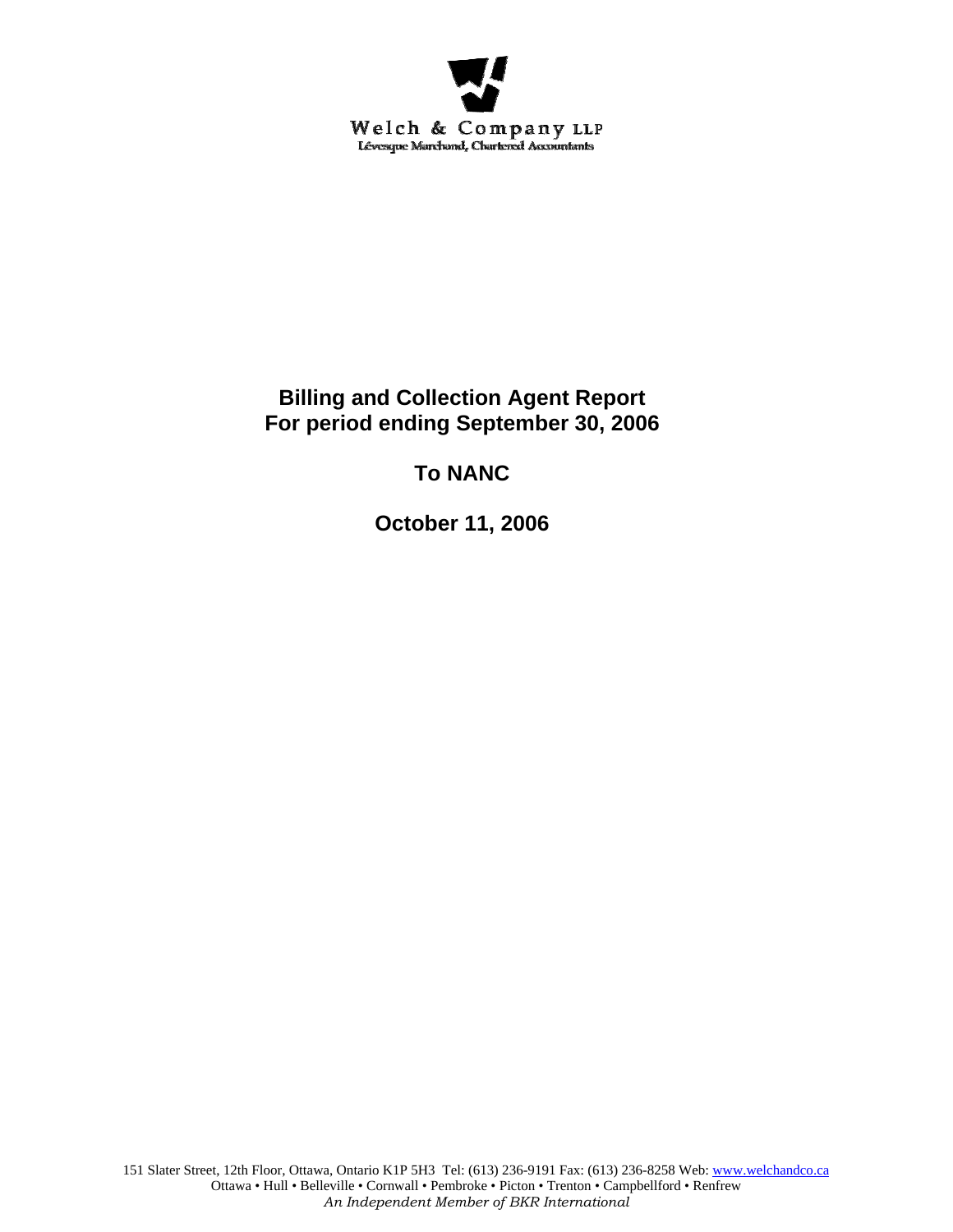Welch & Company LLP
Lévesque Marchand, Chartered Accountants

# Billing and Collection Agent Report
# For period ending September 30, 2006

## To NANC

## October 11, 2006

151 Slater Street, 12th Floor, Ottawa, Ontario K1P 5H3 Tel: (613) 236-9191 Fax: (613) 236-8258 Web: www.welchandco.ca
Ottawa • Hull • Belleville • Cornwall • Pembroke • Picton • Trenton • Campbellford • Renfrew
*An Independent Member of BKR International*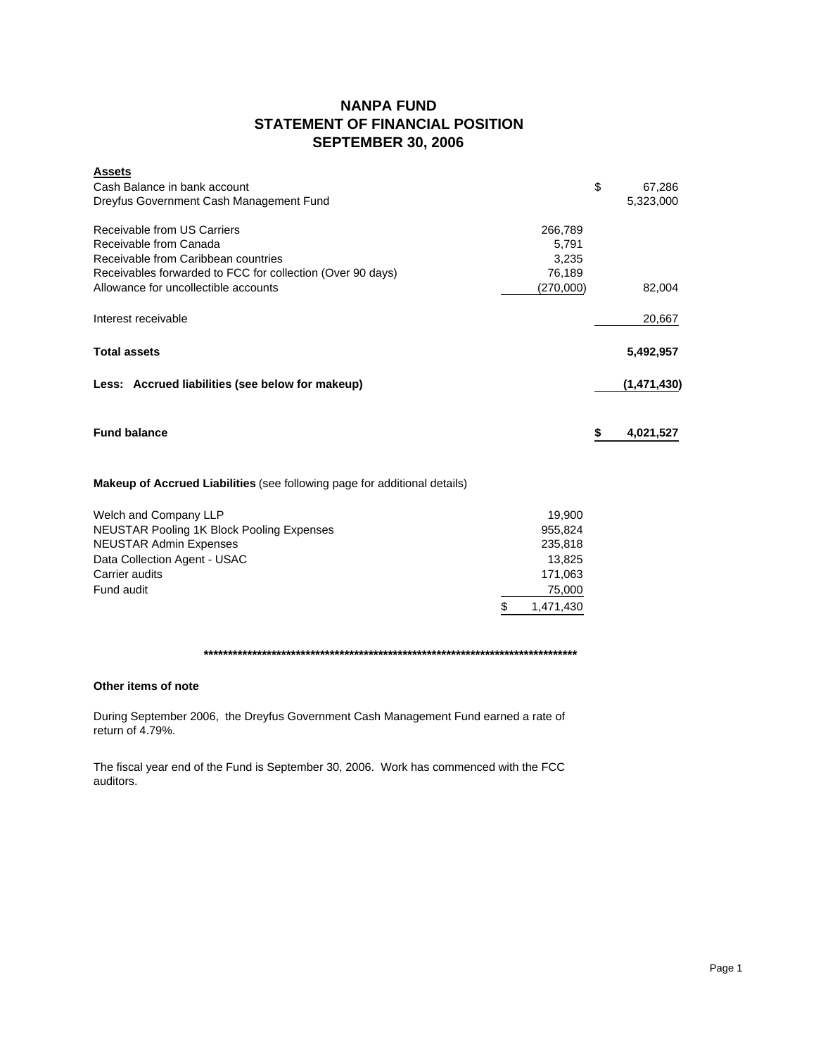# NANPA FUND
## STATEMENT OF FINANCIAL POSITION
## SEPTEMBER 30, 2006

| | | |
|---|---|---|
| **Assets** | | |
| Cash Balance in bank account | | $ 67,286 |
| Dreyfus Government Cash Management Fund | | 5,323,000 |
| | | |
| Receivable from US Carriers | 266,789 | |
| Receivable from Canada | 5,791 | |
| Receivable from Caribbean countries | 3,235 | |
| Receivables forwarded to FCC for collection (Over 90 days) | 76,189 | |
| Allowance for uncollectible accounts | (270,000) | 82,004 |
| | | |
| Interest receivable | | 20,667 |
| | | |
| **Total assets** | | **5,492,957** |
| | | |
| **Less: Accrued liabilities (see below for makeup)** | | **(1,471,430)** |
| | | |
| **Fund balance** | | **$ 4,021,527** |

**Makeup of Accrued Liabilities** (see following page for additional details)

| | |
|---|---|
| Welch and Company LLP | 19,900 |
| NEUSTAR Pooling 1K Block Pooling Expenses | 955,824 |
| NEUSTAR Admin Expenses | 235,818 |
| Data Collection Agent - USAC | 13,825 |
| Carrier audits | 171,063 |
| Fund audit | 75,000 |
| | $ 1,471,430 |

************************************************************************************

**Other items of note**

During September 2006, the Dreyfus Government Cash Management Fund earned a rate of return of 4.79%.

The fiscal year end of the Fund is September 30, 2006. Work has commenced with the FCC auditors.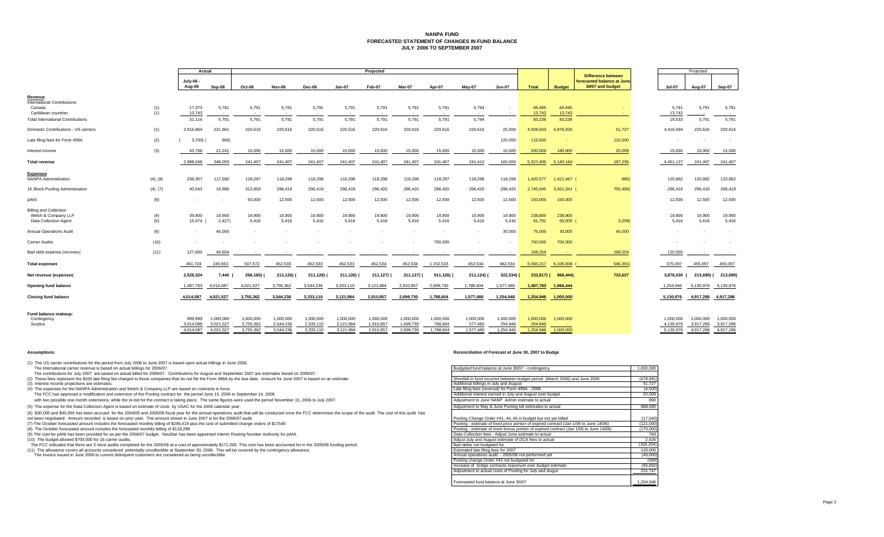# NANPA FUND
## FORECASTED STATEMENT OF CHANGES IN FUND BALANCE
## JULY 2006 TO SEPTEMBER 2007

| | | Actual | | Projected | | | | | | | | | | | Difference between forecasted balance at June 30/07 and budget | Projected | | |
|---|---|---|---|---|---|---|---|---|---|---|---|---|---|---|---|---|---|---|
| | | July-06 - Aug-06 | Sep-06 | Oct-06 | Nov-06 | Dec-06 | Jan-07 | Feb-07 | Mar-07 | Apr-07 | May-07 | Jun-07 | Total | Budget | | Jul-07 | Aug-07 | Sep-07 |
| **Revenue** | | | | | | | | | | | | | | | | | | |
| International Contributions | | | | | | | | | | | | | | | | | | |
| Canada | (1) | 17,373 | 5,791 | 5,791 | 5,791 | 5,791 | 5,791 | 5,791 | 5,791 | 5,791 | 5,794 | - | 69,495 | 69,495 | - | 5,791 | 5,791 | 5,791 |
| Caribbean countries | (1) | 13,743 | - | - | - | - | - | - | - | - | - | - | 13,743 | 13,743 | - | 13,742 | - | - |
| Total International Contributions | | 31,116 | 5,791 | 5,791 | 5,791 | 5,791 | 5,791 | 5,791 | 5,791 | 5,791 | 5,794 | - | 83,238 | 83,238 | | 19,533 | 5,791 | 5,791 |
| Domestic Contributions - US carriers | (1) | 2,916,864 | 221,861 | 220,616 | 220,616 | 220,616 | 220,616 | 220,616 | 220,616 | 220,616 | 220,616 | 25,000 | 4,928,653 | 4,876,926 | 51,727 | 4,416,594 | 220,616 | 220,616 |
| Late filing fees for Form 499A | (2) | (3,700) | (800) | | | | | | | | | 120,000 | 115,500 | - | 115,500 | - | - | - |
| Interest income | (3) | 43,768 | 21,241 | 15,000 | 15,000 | 15,000 | 15,000 | 15,000 | 15,000 | 15,000 | 15,000 | 15,000 | 200,009 | 180,000 | 20,009 | 15,000 | 15,000 | 15,000 |
| **Total revenue** | | 2,988,048 | 248,093 | 241,407 | 241,407 | 241,407 | 241,407 | 241,407 | 241,407 | 241,407 | 241,410 | 160,000 | 5,327,400 | 5,140,164 | 187,236 | 4,451,127 | 241,407 | 241,407 |
| **Expenses** | | | | | | | | | | | | | | | | | | |
| NANPA Administration | (4), (8) | 238,307 | 117,590 | 118,297 | 118,298 | 118,298 | 118,298 | 118,298 | 118,298 | 118,297 | 118,298 | 118,298 | 1,420,577 | 1,421,467 | (890) | 120,862 | 120,862 | 120,862 |
| 1K Block Pooling Administration | (4), (7) | 40,543 | 19,986 | 313,959 | 296,419 | 296,419 | 296,419 | 296,420 | 296,420 | 296,420 | 296,420 | 296,420 | 2,745,845 | 3,501,341 | (755,496) | 296,419 | 296,419 | 296,419 |
| pANI | (9) | - | - | 50,000 | 12,500 | 12,500 | 12,500 | 12,500 | 12,500 | 12,500 | 12,500 | 12,500 | 150,000 | 150,000 | | 12,500 | 12,500 | 12,500 |
| Billing and Collection | | | | | | | | | | | | | | | | | | |
| Welch & Company LLP | (4) | 39,800 | 19,900 | 19,900 | 19,900 | 19,900 | 19,900 | 19,900 | 19,900 | 19,900 | 19,900 | 19,900 | 238,800 | 238,800 | | 19,900 | 19,900 | 19,900 |
| Data Collection Agent | (5) | 15,474 | (2,427) | 5,416 | 5,416 | 5,416 | 5,416 | 5,416 | 5,416 | 5,416 | 5,416 | 5,416 | 61,791 | 65,000 | (3,209) | 5,416 | 5,416 | 5,416 |
| Annual Operations Audit | (6) | - | 45,000 | - | - | - | - | - | - | - | - | 30,000 | 75,000 | 30,000 | 45,000 | - | - | - |
| Carrier Audits | (10) | - | - | - | - | - | - | - | - | 700,000 | - | - | 700,000 | 700,000 | | - | - | - |
| Bad debt expense (recovery) | (11) | 127,600 | 40,604 | - | - | - | - | - | - | - | - | - | 168,204 | - | 168,204 | 120,000 | - | - |
| **Total expenses** | | 461,724 | 240,653 | 507,572 | 452,533 | 452,533 | 452,533 | 452,534 | 452,534 | 1,152,533 | 452,534 | 482,534 | 5,560,217 | 6,106,608 | (546,391) | 575,097 | 455,097 | 455,097 |
| **Net revenue (expenses)** | | 2,526,324 | 7,440 | (266,165) | (211,126) | (211,126) | (211,126) | (211,127) | (211,127) | (911,126) | (211,124) | (322,534) | (232,817) | (966,444) | 733,627 | 3,876,030 | (213,690) | (213,690) |
| **Opening fund balance** | | 1,487,763 | 4,014,087 | 4,021,527 | 3,755,362 | 3,544,236 | 3,333,110 | 3,121,984 | 2,910,857 | 2,699,730 | 1,788,604 | 1,577,480 | 1,487,763 | 1,966,444 | | 1,254,946 | 5,130,976 | 5,130,976 |
| **Closing fund balance** | | 4,014,087 | 4,021,527 | 3,755,362 | 3,544,236 | 3,333,110 | 3,121,984 | 2,910,857 | 2,699,730 | 1,788,604 | 1,577,480 | 1,254,946 | 1,254,946 | 1,000,000 | | 5,130,976 | 4,917,286 | 4,917,286 |
| **Fund balance makeup:** | | | | | | | | | | | | | | | | | | |
| Contingency | | 999,999 | 1,000,000 | 1,000,000 | 1,000,000 | 1,000,000 | 1,000,000 | 1,000,000 | 1,000,000 | 1,000,000 | 1,000,000 | 1,000,000 | 1,000,000 | 1,000,000 | | 1,000,000 | 1,000,000 | 1,000,000 |
| Surplus | | 3,014,088 | 3,021,527 | 2,755,362 | 2,544,236 | 2,333,110 | 2,121,984 | 1,910,857 | 1,699,730 | 788,604 | 577,480 | 254,946 | 254,946 | - | | 4,130,976 | 3,917,286 | 3,917,286 |
| | | 4,014,087 | 4,021,527 | 3,755,362 | 3,544,236 | 3,333,110 | 3,121,984 | 2,910,857 | 2,699,730 | 1,788,604 | 1,577,480 | 1,254,946 | 1,254,946 | 1,000,000 | | 5,130,976 | 4,917,286 | 4,917,286 |

### Assumptions:

(1) The US carrier contributions for the period from July 2006 to June 2007 is based upon actual billings in June 2006.
The International carrier revenue is based on actual billings for 2006/07.
The contributions for July 2007 are based on actual billed for 2006/07. Contributions for August and September 2007 are estimates based on 2006/07.

(2) These fees represent the $100 late filing fee charged to those companies that do not file the Form 499A by the due date. Amount for June 2007 is based on an estimate.

(3) Interest income projections are estimates

(4) The expenses for the NANPA Administration and Welch & Company LLP are based on contracts in force.
The FCC has approved a modification and extension of the Pooling contract for the period June 15, 2006 to September 14, 2006
with two possible one-month extensions, while the re-bid for the contract is taking place. The same figures were used the period November 15, 2006 to July 2007.

(5) The expense for the Data Collection Agent is based on estimate of costs by USAC for the 2006 calendar year.

(6) $30,000 and $45,000 has been accrued for the 2004/05 and 2005/06 fiscal year for the annual operations audit that will be conducted once the FCC determines the scope of the audit. The cost of this audit has not been negotiated. Amount recorded is based on prior year. The amount shown in June 2007 is for the 2006/07 audit.

(7) The October forecasted amount includes the forecasted monthly billing of $296,419 plus the cost of submitted change orders of $17540

(8) The October forecasted amount includes the forecasted monthly billing of $118,298

(9) The cost for pANI has been provided for as per the 2006/07 budget. NeuStar has been appointed Interim Routing Number Authority for pANI.

(10) The budget allowed $700,000 for 16 carrier audits.
The FCC indicated that there are 3 more audits completed for the 2005/06 at a cost of approximately $171,000. This cost has been accounted for in the 2005/06 funding period.

(11) The allowance covers all accounts considered potentially uncollectible at September 30, 2006. This will be covered by the contingency allowance.
The invoice issued in June 2006 to current delinquent customers are considered as being uncollectible.

### Reconciliation of Forecast at June 30, 2007 to Budge

| | |
|---|---|
| Budgeted fund balance at June 30/07 - contingency | 1,000,000 |
| Shortfall in fund incurred between budget period (March 2006) and June 2006 | (478,681) |
| Additional billings in July and August | 51,727 |
| Late filing fees (reversal) for Form 499A - 2006 | (4,500) |
| Additional interest earned in July and August over budget | 20,009 |
| Adjustment to June NANP Admin estimate to actual | 890 |
| Adjustment to May & June Pooling bill estimates to actual | 888,580 |
| Pooling Change Order #41, 44, 45 in budget but not yet billed | (17,540) |
| Pooling - estimate of fixed price portion of expired contract (Jan 1/06 to June 14/06) | (121,000) |
| Pooling - estimate of merit bonus portion of expired contract (Jan 1/06 to June 14/06) | (170,000) |
| Data Collection fees - Adjust June estimate to actual | 783 |
| Adjust July and August estimate of DCA fees to actual | 2,426 |
| Bad debts not budgeted for | (168,204) |
| Estimated late filing fees for 2007 | 120,000 |
| Annual operations audit - 2005/06 not performed yet | (45,000) |
| Pooling change Order #43 not budgeted for | (599) |
| Increase of bridge contracts maximum over budget estimate | (55,692) |
| Adjustment to actual costs of Pooling for July and Augus | 231,747 |
| Forecasted fund balance at June 30/07 | 1,254,946 |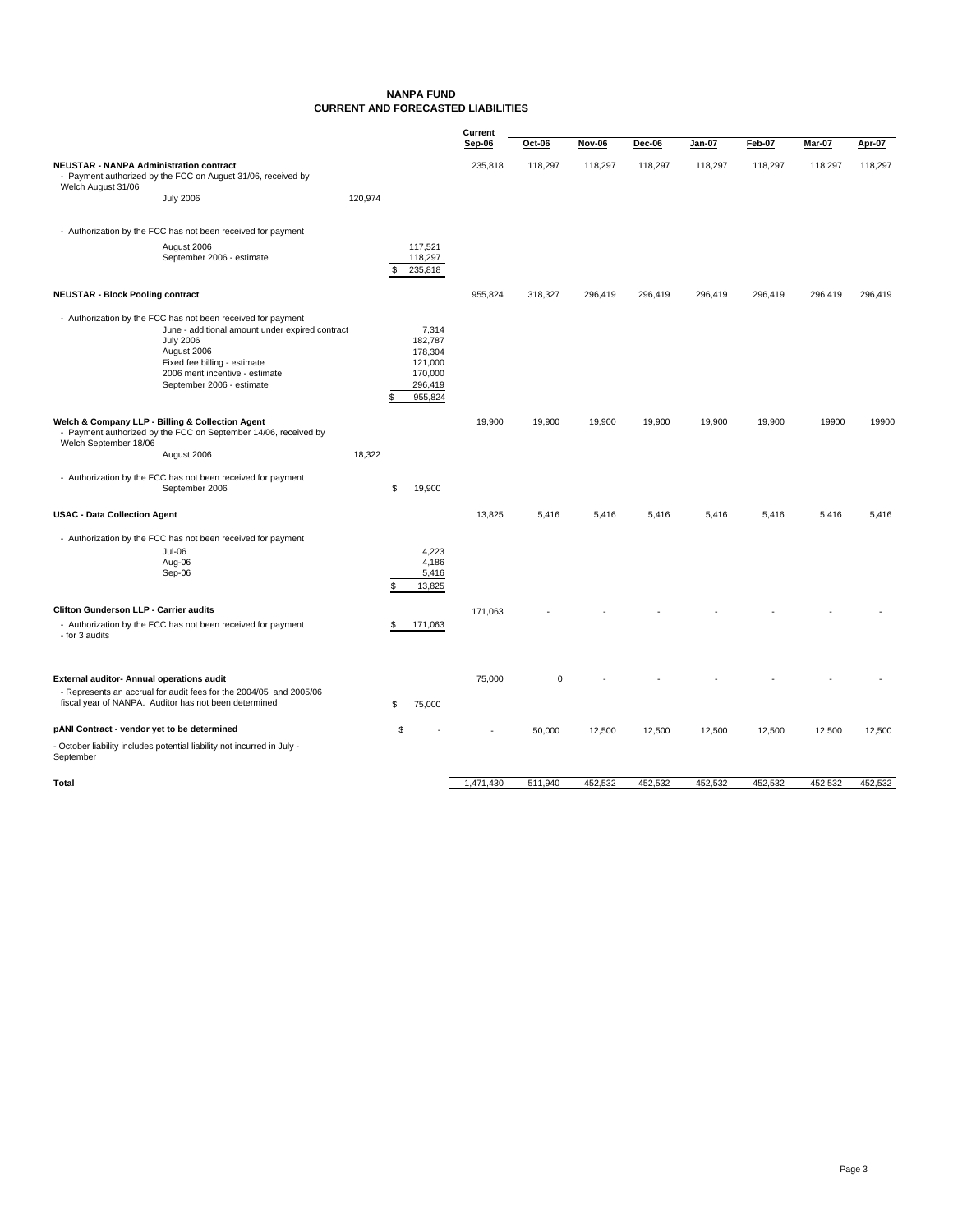# NANPA FUND
## CURRENT AND FORECASTED LIABILITIES

| | | | Current Sep-06 | Oct-06 | Nov-06 | Dec-06 | Jan-07 | Feb-07 | Mar-07 | Apr-07 |
|---|---|---|---|---|---|---|---|---|---|---|
| **NEUSTAR - NANPA Administration contract** | | | 235,818 | 118,297 | 118,297 | 118,297 | 118,297 | 118,297 | 118,297 | 118,297 |
| - Payment authorized by the FCC on August 31/06, received by Welch August 31/06 | | | | | | | | | | |
| July 2006 | 120,974 | | | | | | | | | |
| - Authorization by the FCC has not been received for payment | | | | | | | | | | |
| August 2006 | | 117,521 | | | | | | | | |
| September 2006 - estimate | | 118,297 | | | | | | | | |
| | | $ 235,818 | | | | | | | | |
| **NEUSTAR - Block Pooling contract** | | | 955,824 | 318,327 | 296,419 | 296,419 | 296,419 | 296,419 | 296,419 | 296,419 |
| - Authorization by the FCC has not been received for payment | | | | | | | | | | |
| June - additional amount under expired contract | | 7,314 | | | | | | | | |
| July 2006 | | 182,787 | | | | | | | | |
| August 2006 | | 178,304 | | | | | | | | |
| Fixed fee billing - estimate | | 121,000 | | | | | | | | |
| 2006 merit incentive - estimate | | 170,000 | | | | | | | | |
| September 2006 - estimate | | 296,419 | | | | | | | | |
| | | $ 955,824 | | | | | | | | |
| **Welch & Company LLP - Billing & Collection Agent** | | | 19,900 | 19,900 | 19,900 | 19,900 | 19,900 | 19,900 | 19900 | 19900 |
| - Payment authorized by the FCC on September 14/06, received by Welch September 18/06 | | | | | | | | | | |
| August 2006 | 18,322 | | | | | | | | | |
| - Authorization by the FCC has not been received for payment | | | | | | | | | | |
| September 2006 | | $ 19,900 | | | | | | | | |
| **USAC - Data Collection Agent** | | | 13,825 | 5,416 | 5,416 | 5,416 | 5,416 | 5,416 | 5,416 | 5,416 |
| - Authorization by the FCC has not been received for payment | | | | | | | | | | |
| Jul-06 | | 4,223 | | | | | | | | |
| Aug-06 | | 4,186 | | | | | | | | |
| Sep-06 | | 5,416 | | | | | | | | |
| | | $ 13,825 | | | | | | | | |
| **Clifton Gunderson LLP - Carrier audits** | | | 171,063 | - | - | - | - | - | - | - |
| - Authorization by the FCC has not been received for payment - for 3 audits | | $ 171,063 | | | | | | | | |
| **External auditor- Annual operations audit** | | | 75,000 | 0 | - | - | - | - | - | - |
| - Represents an accrual for audit fees for the 2004/05 and 2005/06 fiscal year of NANPA. Auditor has not been determined | | $ 75,000 | | | | | | | | |
| **pANI Contract - vendor yet to be determined** | | $ - | - | 50,000 | 12,500 | 12,500 | 12,500 | 12,500 | 12,500 | 12,500 |
| - October liability includes potential liability not incurred in July - September | | | | | | | | | | |
| **Total** | | | 1,471,430 | 511,940 | 452,532 | 452,532 | 452,532 | 452,532 | 452,532 | 452,532 |